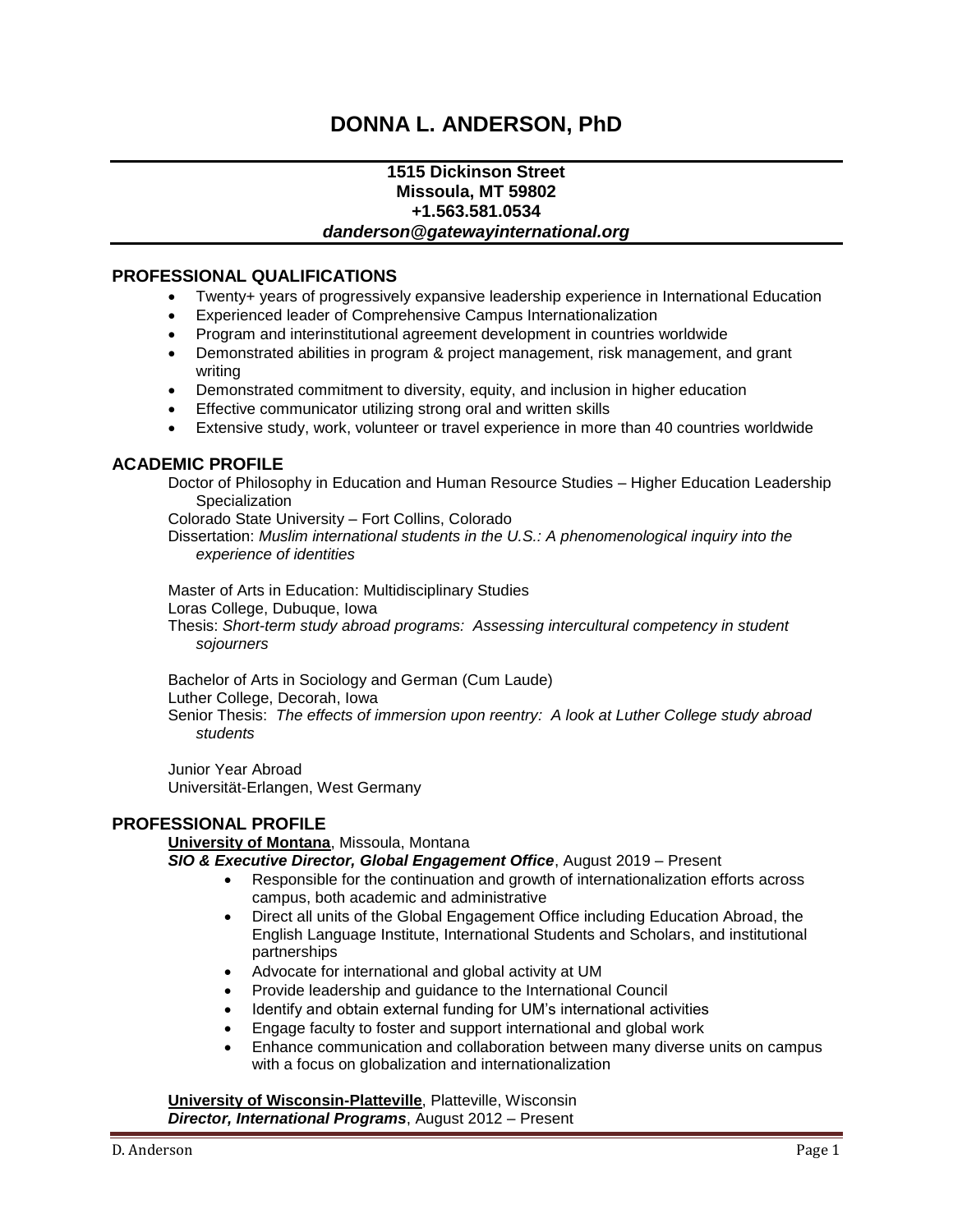# DONNA L. ANDERSON, PhD

**1515 Dickinson Street**
**Missoula, MT 59802**
**+1.563.581.0534**
***danderson@gatewayinternational.org***

## PROFESSIONAL QUALIFICATIONS

- Twenty+ years of progressively expansive leadership experience in International Education
- Experienced leader of Comprehensive Campus Internationalization
- Program and interinstitutional agreement development in countries worldwide
- Demonstrated abilities in program & project management, risk management, and grant writing
- Demonstrated commitment to diversity, equity, and inclusion in higher education
- Effective communicator utilizing strong oral and written skills
- Extensive study, work, volunteer or travel experience in more than 40 countries worldwide

## ACADEMIC PROFILE

Doctor of Philosophy in Education and Human Resource Studies – Higher Education Leadership Specialization
Colorado State University – Fort Collins, Colorado
Dissertation: *Muslim international students in the U.S.: A phenomenological inquiry into the experience of identities*

Master of Arts in Education: Multidisciplinary Studies
Loras College, Dubuque, Iowa
Thesis: *Short-term study abroad programs: Assessing intercultural competency in student sojourners*

Bachelor of Arts in Sociology and German (Cum Laude)
Luther College, Decorah, Iowa
Senior Thesis: *The effects of immersion upon reentry: A look at Luther College study abroad students*

Junior Year Abroad
Universität-Erlangen, West Germany

## PROFESSIONAL PROFILE

**University of Montana**, Missoula, Montana
***SIO & Executive Director, Global Engagement Office***, August 2019 – Present

- Responsible for the continuation and growth of internationalization efforts across campus, both academic and administrative
- Direct all units of the Global Engagement Office including Education Abroad, the English Language Institute, International Students and Scholars, and institutional partnerships
- Advocate for international and global activity at UM
- Provide leadership and guidance to the International Council
- Identify and obtain external funding for UM's international activities
- Engage faculty to foster and support international and global work
- Enhance communication and collaboration between many diverse units on campus with a focus on globalization and internationalization

**University of Wisconsin-Platteville**, Platteville, Wisconsin
***Director, International Programs***, August 2012 – Present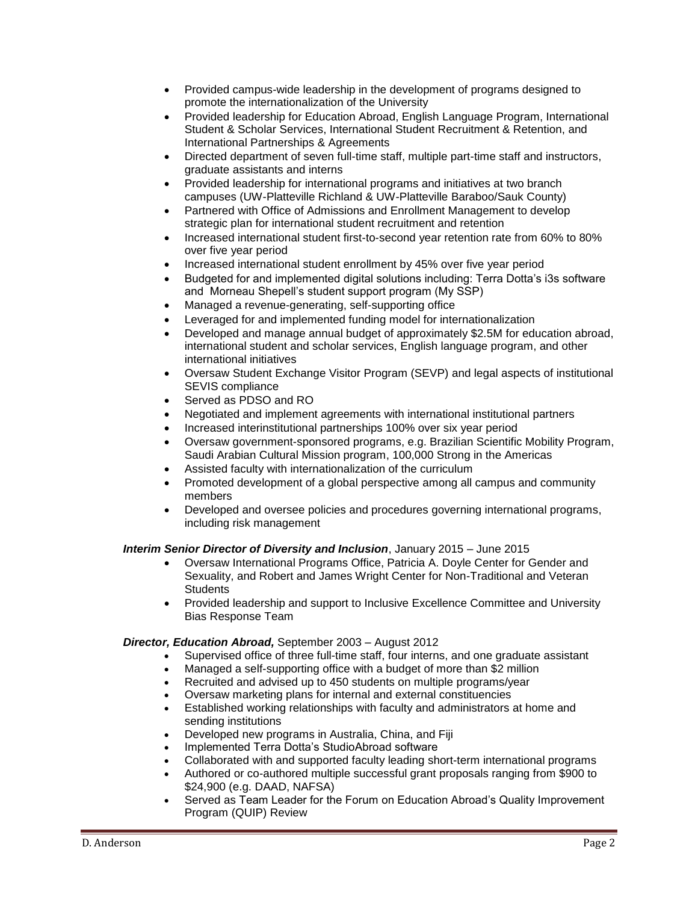- Provided campus-wide leadership in the development of programs designed to promote the internationalization of the University
- Provided leadership for Education Abroad, English Language Program, International Student & Scholar Services, International Student Recruitment & Retention, and International Partnerships & Agreements
- Directed department of seven full-time staff, multiple part-time staff and instructors, graduate assistants and interns
- Provided leadership for international programs and initiatives at two branch campuses (UW-Platteville Richland & UW-Platteville Baraboo/Sauk County)
- Partnered with Office of Admissions and Enrollment Management to develop strategic plan for international student recruitment and retention
- Increased international student first-to-second year retention rate from 60% to 80% over five year period
- Increased international student enrollment by 45% over five year period
- Budgeted for and implemented digital solutions including: Terra Dotta's i3s software and Morneau Shepell's student support program (My SSP)
- Managed a revenue-generating, self-supporting office
- Leveraged for and implemented funding model for internationalization
- Developed and manage annual budget of approximately $2.5M for education abroad, international student and scholar services, English language program, and other international initiatives
- Oversaw Student Exchange Visitor Program (SEVP) and legal aspects of institutional SEVIS compliance
- Served as PDSO and RO
- Negotiated and implement agreements with international institutional partners
- Increased interinstitutional partnerships 100% over six year period
- Oversaw government-sponsored programs, e.g. Brazilian Scientific Mobility Program, Saudi Arabian Cultural Mission program, 100,000 Strong in the Americas
- Assisted faculty with internationalization of the curriculum
- Promoted development of a global perspective among all campus and community members
- Developed and oversee policies and procedures governing international programs, including risk management

***Interim Senior Director of Diversity and Inclusion***, January 2015 – June 2015

- Oversaw International Programs Office, Patricia A. Doyle Center for Gender and Sexuality, and Robert and James Wright Center for Non-Traditional and Veteran Students
- Provided leadership and support to Inclusive Excellence Committee and University Bias Response Team

***Director, Education Abroad,*** September 2003 – August 2012

- Supervised office of three full-time staff, four interns, and one graduate assistant
- Managed a self-supporting office with a budget of more than $2 million
- Recruited and advised up to 450 students on multiple programs/year
- Oversaw marketing plans for internal and external constituencies
- Established working relationships with faculty and administrators at home and sending institutions
- Developed new programs in Australia, China, and Fiji
- Implemented Terra Dotta's StudioAbroad software
- Collaborated with and supported faculty leading short-term international programs
- Authored or co-authored multiple successful grant proposals ranging from $900 to $24,900 (e.g. DAAD, NAFSA)
- Served as Team Leader for the Forum on Education Abroad's Quality Improvement Program (QUIP) Review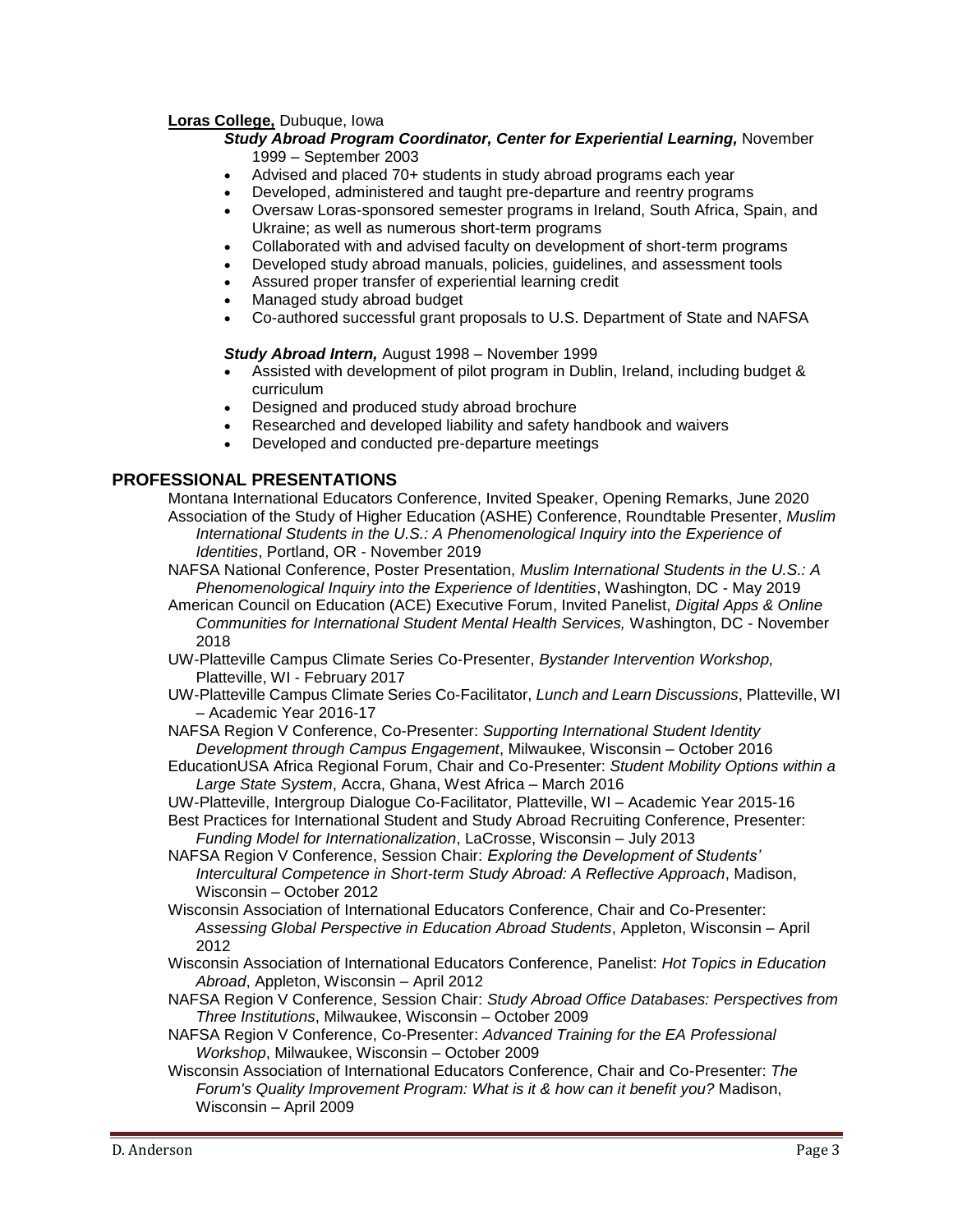**Loras College,** Dubuque, Iowa

***Study Abroad Program Coordinator, Center for Experiential Learning,*** November 1999 – September 2003

- Advised and placed 70+ students in study abroad programs each year
- Developed, administered and taught pre-departure and reentry programs
- Oversaw Loras-sponsored semester programs in Ireland, South Africa, Spain, and Ukraine; as well as numerous short-term programs
- Collaborated with and advised faculty on development of short-term programs
- Developed study abroad manuals, policies, guidelines, and assessment tools
- Assured proper transfer of experiential learning credit
- Managed study abroad budget
- Co-authored successful grant proposals to U.S. Department of State and NAFSA

***Study Abroad Intern,*** August 1998 – November 1999

- Assisted with development of pilot program in Dublin, Ireland, including budget & curriculum
- Designed and produced study abroad brochure
- Researched and developed liability and safety handbook and waivers
- Developed and conducted pre-departure meetings

## PROFESSIONAL PRESENTATIONS

Montana International Educators Conference, Invited Speaker, Opening Remarks, June 2020

Association of the Study of Higher Education (ASHE) Conference, Roundtable Presenter, *Muslim International Students in the U.S.: A Phenomenological Inquiry into the Experience of Identities*, Portland, OR - November 2019

NAFSA National Conference, Poster Presentation, *Muslim International Students in the U.S.: A Phenomenological Inquiry into the Experience of Identities*, Washington, DC - May 2019

American Council on Education (ACE) Executive Forum, Invited Panelist, *Digital Apps & Online Communities for International Student Mental Health Services,* Washington, DC - November 2018

UW-Platteville Campus Climate Series Co-Presenter, *Bystander Intervention Workshop,* Platteville, WI - February 2017

UW-Platteville Campus Climate Series Co-Facilitator, *Lunch and Learn Discussions*, Platteville, WI – Academic Year 2016-17

NAFSA Region V Conference, Co-Presenter: *Supporting International Student Identity Development through Campus Engagement*, Milwaukee, Wisconsin – October 2016

EducationUSA Africa Regional Forum, Chair and Co-Presenter: *Student Mobility Options within a Large State System*, Accra, Ghana, West Africa – March 2016

UW-Platteville, Intergroup Dialogue Co-Facilitator, Platteville, WI – Academic Year 2015-16

Best Practices for International Student and Study Abroad Recruiting Conference, Presenter: *Funding Model for Internationalization*, LaCrosse, Wisconsin – July 2013

NAFSA Region V Conference, Session Chair: *Exploring the Development of Students' Intercultural Competence in Short-term Study Abroad: A Reflective Approach*, Madison, Wisconsin – October 2012

Wisconsin Association of International Educators Conference, Chair and Co-Presenter: *Assessing Global Perspective in Education Abroad Students*, Appleton, Wisconsin – April 2012

Wisconsin Association of International Educators Conference, Panelist: *Hot Topics in Education Abroad*, Appleton, Wisconsin – April 2012

NAFSA Region V Conference, Session Chair: *Study Abroad Office Databases: Perspectives from Three Institutions*, Milwaukee, Wisconsin – October 2009

NAFSA Region V Conference, Co-Presenter: *Advanced Training for the EA Professional Workshop*, Milwaukee, Wisconsin – October 2009

Wisconsin Association of International Educators Conference, Chair and Co-Presenter: *The Forum's Quality Improvement Program: What is it & how can it benefit you?* Madison, Wisconsin – April 2009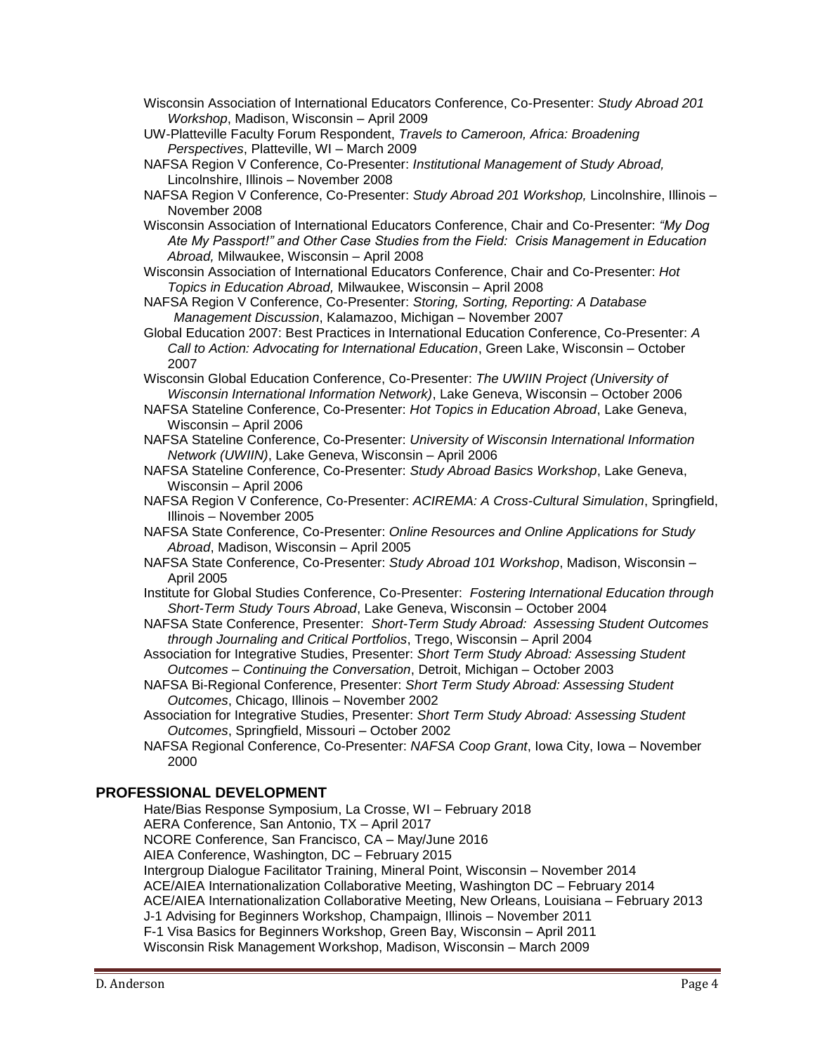Wisconsin Association of International Educators Conference, Co-Presenter: *Study Abroad 201 Workshop*, Madison, Wisconsin – April 2009

UW-Platteville Faculty Forum Respondent, *Travels to Cameroon, Africa: Broadening Perspectives*, Platteville, WI – March 2009

NAFSA Region V Conference, Co-Presenter: *Institutional Management of Study Abroad,* Lincolnshire, Illinois – November 2008

NAFSA Region V Conference, Co-Presenter: *Study Abroad 201 Workshop,* Lincolnshire, Illinois – November 2008

Wisconsin Association of International Educators Conference, Chair and Co-Presenter: *"My Dog Ate My Passport!" and Other Case Studies from the Field: Crisis Management in Education Abroad,* Milwaukee, Wisconsin – April 2008

Wisconsin Association of International Educators Conference, Chair and Co-Presenter: *Hot Topics in Education Abroad,* Milwaukee, Wisconsin – April 2008

NAFSA Region V Conference, Co-Presenter: *Storing, Sorting, Reporting: A Database Management Discussion*, Kalamazoo, Michigan – November 2007

Global Education 2007: Best Practices in International Education Conference, Co-Presenter: *A Call to Action: Advocating for International Education*, Green Lake, Wisconsin – October 2007

Wisconsin Global Education Conference, Co-Presenter: *The UWIIN Project (University of Wisconsin International Information Network)*, Lake Geneva, Wisconsin – October 2006

NAFSA Stateline Conference, Co-Presenter: *Hot Topics in Education Abroad*, Lake Geneva, Wisconsin – April 2006

NAFSA Stateline Conference, Co-Presenter: *University of Wisconsin International Information Network (UWIIN)*, Lake Geneva, Wisconsin – April 2006

NAFSA Stateline Conference, Co-Presenter: *Study Abroad Basics Workshop*, Lake Geneva, Wisconsin – April 2006

NAFSA Region V Conference, Co-Presenter: *ACIREMA: A Cross-Cultural Simulation*, Springfield, Illinois – November 2005

NAFSA State Conference, Co-Presenter: *Online Resources and Online Applications for Study Abroad*, Madison, Wisconsin – April 2005

NAFSA State Conference, Co-Presenter: *Study Abroad 101 Workshop*, Madison, Wisconsin – April 2005

Institute for Global Studies Conference, Co-Presenter: *Fostering International Education through Short-Term Study Tours Abroad*, Lake Geneva, Wisconsin – October 2004

NAFSA State Conference, Presenter: *Short-Term Study Abroad: Assessing Student Outcomes through Journaling and Critical Portfolios*, Trego, Wisconsin – April 2004

Association for Integrative Studies, Presenter: *Short Term Study Abroad: Assessing Student Outcomes – Continuing the Conversation*, Detroit, Michigan – October 2003

NAFSA Bi-Regional Conference, Presenter: *Short Term Study Abroad: Assessing Student Outcomes*, Chicago, Illinois – November 2002

Association for Integrative Studies, Presenter: *Short Term Study Abroad: Assessing Student Outcomes*, Springfield, Missouri – October 2002

NAFSA Regional Conference, Co-Presenter: *NAFSA Coop Grant*, Iowa City, Iowa – November 2000

## PROFESSIONAL DEVELOPMENT

Hate/Bias Response Symposium, La Crosse, WI – February 2018

AERA Conference, San Antonio, TX – April 2017

NCORE Conference, San Francisco, CA – May/June 2016

AIEA Conference, Washington, DC – February 2015

Intergroup Dialogue Facilitator Training, Mineral Point, Wisconsin – November 2014

ACE/AIEA Internationalization Collaborative Meeting, Washington DC – February 2014

ACE/AIEA Internationalization Collaborative Meeting, New Orleans, Louisiana – February 2013

J-1 Advising for Beginners Workshop, Champaign, Illinois – November 2011

F-1 Visa Basics for Beginners Workshop, Green Bay, Wisconsin – April 2011

Wisconsin Risk Management Workshop, Madison, Wisconsin – March 2009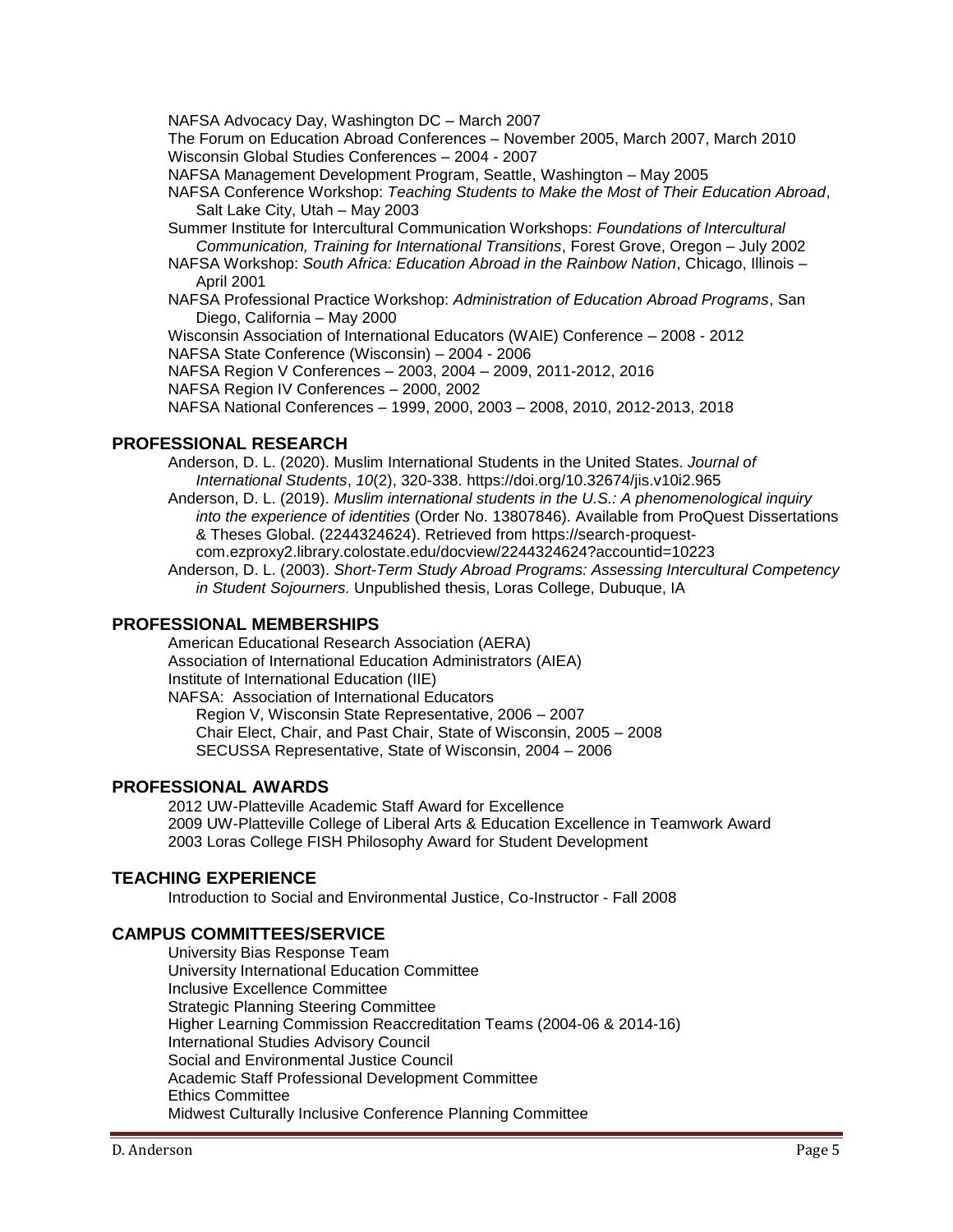NAFSA Advocacy Day, Washington DC – March 2007

The Forum on Education Abroad Conferences – November 2005, March 2007, March 2010

Wisconsin Global Studies Conferences – 2004 - 2007

NAFSA Management Development Program, Seattle, Washington – May 2005

NAFSA Conference Workshop: *Teaching Students to Make the Most of Their Education Abroad*, Salt Lake City, Utah – May 2003

Summer Institute for Intercultural Communication Workshops: *Foundations of Intercultural Communication, Training for International Transitions*, Forest Grove, Oregon – July 2002

NAFSA Workshop: *South Africa: Education Abroad in the Rainbow Nation*, Chicago, Illinois – April 2001

NAFSA Professional Practice Workshop: *Administration of Education Abroad Programs*, San Diego, California – May 2000

Wisconsin Association of International Educators (WAIE) Conference – 2008 - 2012

NAFSA State Conference (Wisconsin) – 2004 - 2006

NAFSA Region V Conferences – 2003, 2004 – 2009, 2011-2012, 2016

NAFSA Region IV Conferences – 2000, 2002

NAFSA National Conferences – 1999, 2000, 2003 – 2008, 2010, 2012-2013, 2018

## PROFESSIONAL RESEARCH

Anderson, D. L. (2020). Muslim International Students in the United States. *Journal of International Students*, *10*(2), 320-338. https://doi.org/10.32674/jis.v10i2.965

Anderson, D. L. (2019). *Muslim international students in the U.S.: A phenomenological inquiry into the experience of identities* (Order No. 13807846). Available from ProQuest Dissertations & Theses Global. (2244324624). Retrieved from https://search-proquest-com.ezproxy2.library.colostate.edu/docview/2244324624?accountid=10223

Anderson, D. L. (2003). *Short-Term Study Abroad Programs: Assessing Intercultural Competency in Student Sojourners.* Unpublished thesis, Loras College, Dubuque, IA

## PROFESSIONAL MEMBERSHIPS

American Educational Research Association (AERA)

Association of International Education Administrators (AIEA)

Institute of International Education (IIE)

NAFSA: Association of International Educators

- Region V, Wisconsin State Representative, 2006 – 2007
- Chair Elect, Chair, and Past Chair, State of Wisconsin, 2005 – 2008
- SECUSSA Representative, State of Wisconsin, 2004 – 2006

## PROFESSIONAL AWARDS

2012 UW-Platteville Academic Staff Award for Excellence

2009 UW-Platteville College of Liberal Arts & Education Excellence in Teamwork Award

2003 Loras College FISH Philosophy Award for Student Development

## TEACHING EXPERIENCE

Introduction to Social and Environmental Justice, Co-Instructor - Fall 2008

## CAMPUS COMMITTEES/SERVICE

University Bias Response Team

University International Education Committee

Inclusive Excellence Committee

Strategic Planning Steering Committee

Higher Learning Commission Reaccreditation Teams (2004-06 & 2014-16)

International Studies Advisory Council

Social and Environmental Justice Council

Academic Staff Professional Development Committee

Ethics Committee

Midwest Culturally Inclusive Conference Planning Committee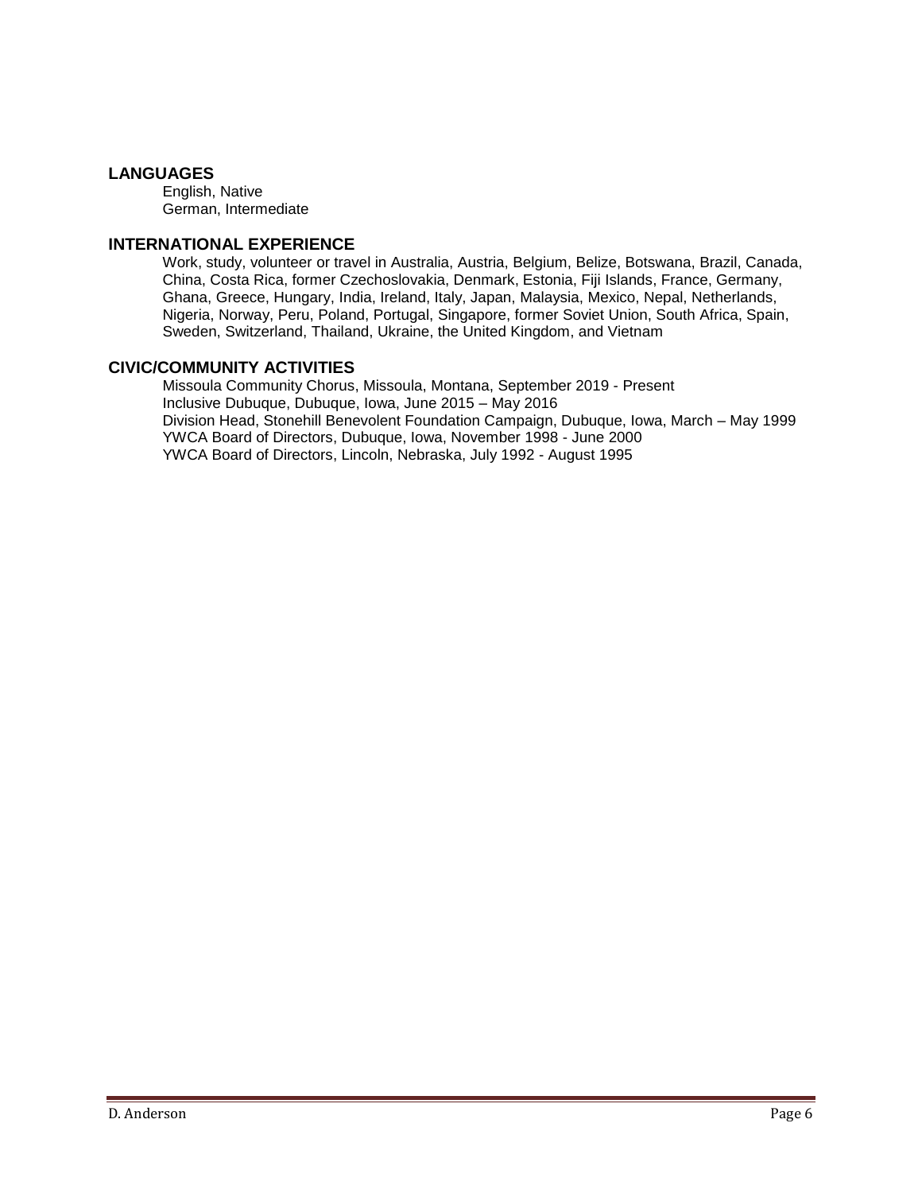## LANGUAGES

English, Native
German, Intermediate

## INTERNATIONAL EXPERIENCE

Work, study, volunteer or travel in Australia, Austria, Belgium, Belize, Botswana, Brazil, Canada, China, Costa Rica, former Czechoslovakia, Denmark, Estonia, Fiji Islands, France, Germany, Ghana, Greece, Hungary, India, Ireland, Italy, Japan, Malaysia, Mexico, Nepal, Netherlands, Nigeria, Norway, Peru, Poland, Portugal, Singapore, former Soviet Union, South Africa, Spain, Sweden, Switzerland, Thailand, Ukraine, the United Kingdom, and Vietnam

## CIVIC/COMMUNITY ACTIVITIES

Missoula Community Chorus, Missoula, Montana, September 2019 - Present
Inclusive Dubuque, Dubuque, Iowa, June 2015 – May 2016
Division Head, Stonehill Benevolent Foundation Campaign, Dubuque, Iowa, March – May 1999
YWCA Board of Directors, Dubuque, Iowa, November 1998 - June 2000
YWCA Board of Directors, Lincoln, Nebraska, July 1992 - August 1995